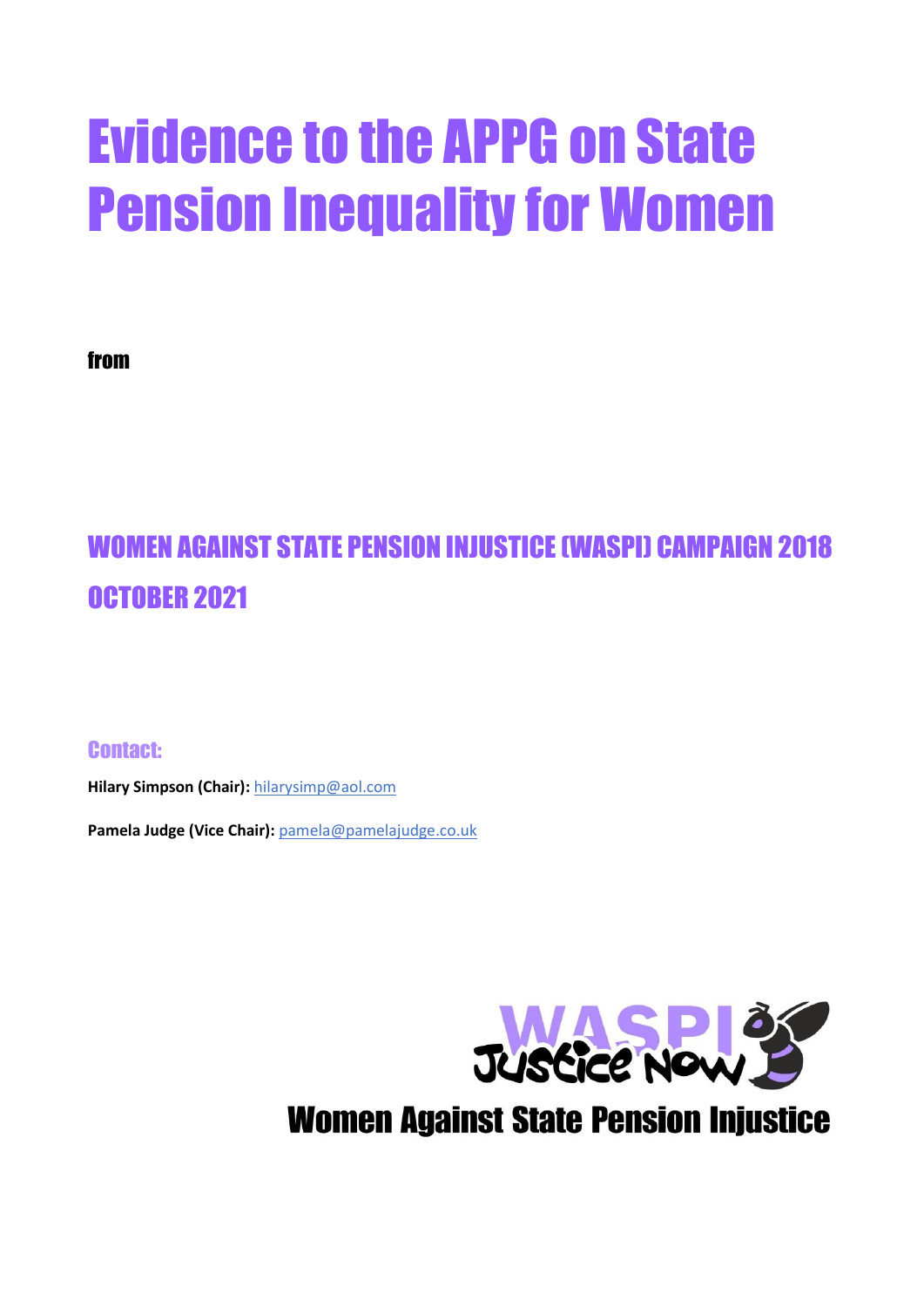# Evidence to the APPG on State Pension Inequality for Women

from

## WOMEN AGAINST STATE PENSION INJUSTICE (WASPI) CAMPAIGN 2018

## OCTOBER 2021

### Contact:

**Hilary Simpson (Chair):** hilarysimp@aol.com

**Pamela Judge (Vice Chair):** pamela@pamelajudge.co.uk

WASPI Justice Now

Women Against State Pension Injustice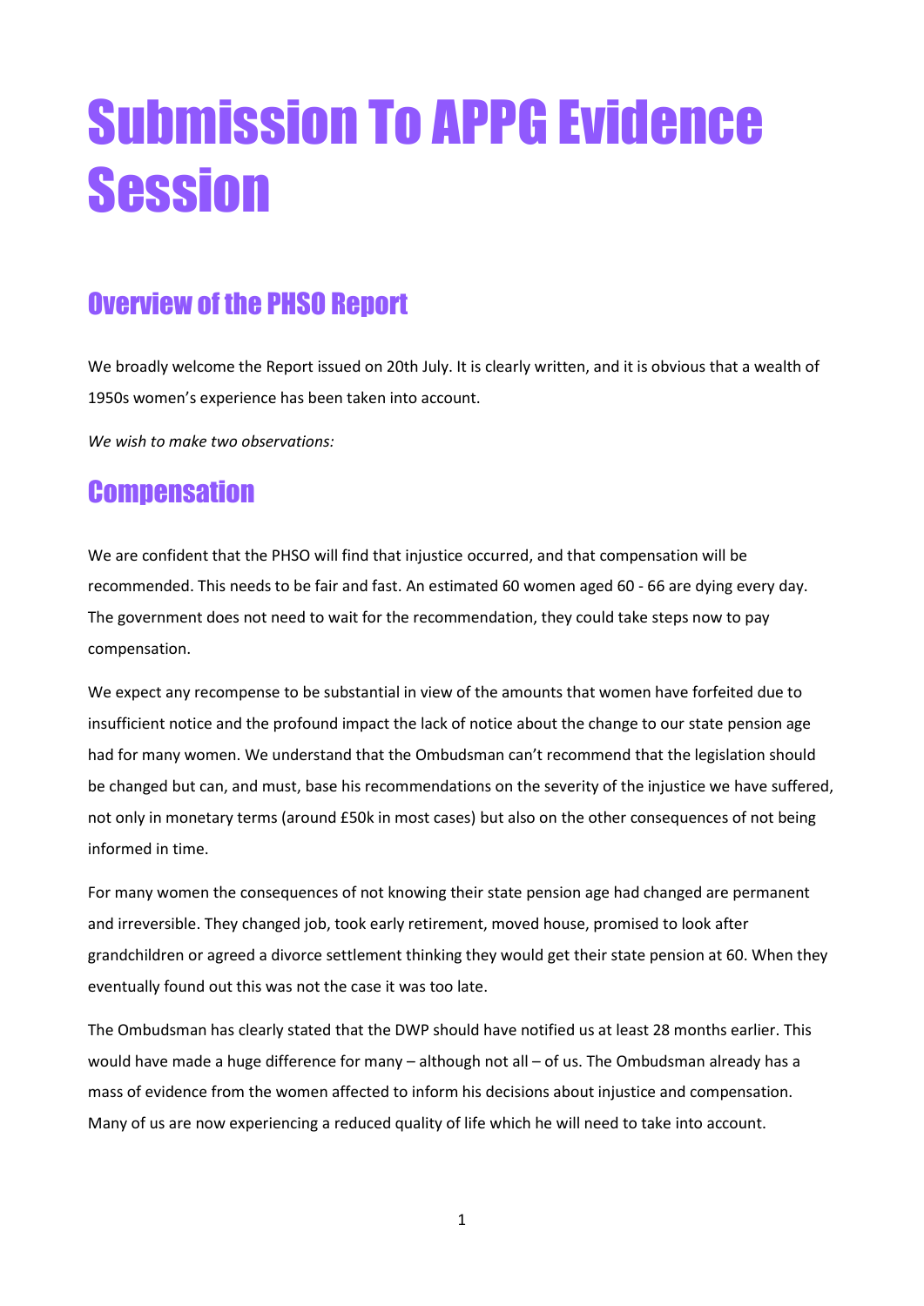# Submission To APPG Evidence Session

## Overview of the PHSO Report

We broadly welcome the Report issued on 20th July. It is clearly written, and it is obvious that a wealth of 1950s women's experience has been taken into account.

*We wish to make two observations:*

## Compensation

We are confident that the PHSO will find that injustice occurred, and that compensation will be recommended. This needs to be fair and fast. An estimated 60 women aged 60 - 66 are dying every day. The government does not need to wait for the recommendation, they could take steps now to pay compensation.

We expect any recompense to be substantial in view of the amounts that women have forfeited due to insufficient notice and the profound impact the lack of notice about the change to our state pension age had for many women. We understand that the Ombudsman can't recommend that the legislation should be changed but can, and must, base his recommendations on the severity of the injustice we have suffered, not only in monetary terms (around £50k in most cases) but also on the other consequences of not being informed in time.

For many women the consequences of not knowing their state pension age had changed are permanent and irreversible. They changed job, took early retirement, moved house, promised to look after grandchildren or agreed a divorce settlement thinking they would get their state pension at 60. When they eventually found out this was not the case it was too late.

The Ombudsman has clearly stated that the DWP should have notified us at least 28 months earlier. This would have made a huge difference for many – although not all – of us. The Ombudsman already has a mass of evidence from the women affected to inform his decisions about injustice and compensation. Many of us are now experiencing a reduced quality of life which he will need to take into account.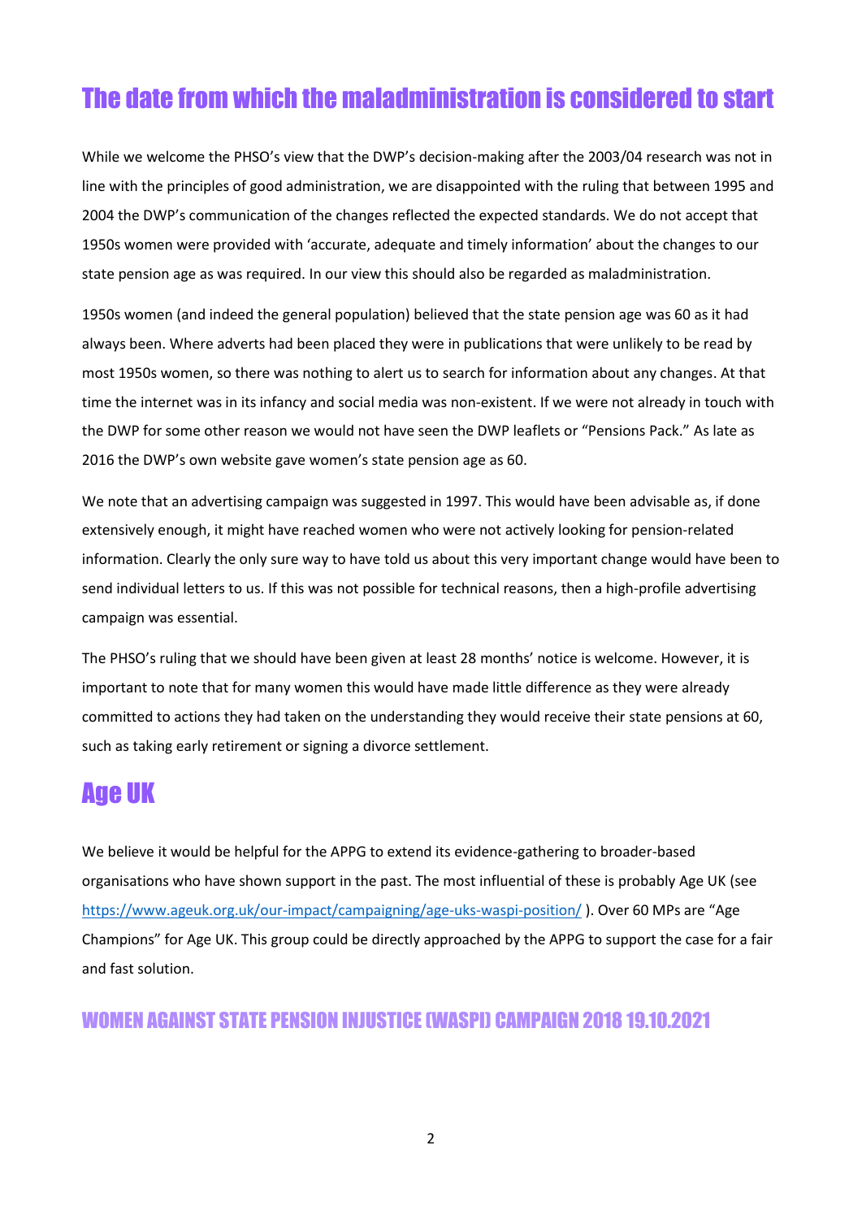## The date from which the maladministration is considered to start

While we welcome the PHSO's view that the DWP's decision-making after the 2003/04 research was not in line with the principles of good administration, we are disappointed with the ruling that between 1995 and 2004 the DWP's communication of the changes reflected the expected standards. We do not accept that 1950s women were provided with 'accurate, adequate and timely information' about the changes to our state pension age as was required. In our view this should also be regarded as maladministration.

1950s women (and indeed the general population) believed that the state pension age was 60 as it had always been. Where adverts had been placed they were in publications that were unlikely to be read by most 1950s women, so there was nothing to alert us to search for information about any changes. At that time the internet was in its infancy and social media was non-existent. If we were not already in touch with the DWP for some other reason we would not have seen the DWP leaflets or "Pensions Pack." As late as 2016 the DWP's own website gave women's state pension age as 60.

We note that an advertising campaign was suggested in 1997. This would have been advisable as, if done extensively enough, it might have reached women who were not actively looking for pension-related information. Clearly the only sure way to have told us about this very important change would have been to send individual letters to us. If this was not possible for technical reasons, then a high-profile advertising campaign was essential.

The PHSO's ruling that we should have been given at least 28 months' notice is welcome. However, it is important to note that for many women this would have made little difference as they were already committed to actions they had taken on the understanding they would receive their state pensions at 60, such as taking early retirement or signing a divorce settlement.

## Age UK

We believe it would be helpful for the APPG to extend its evidence-gathering to broader-based organisations who have shown support in the past. The most influential of these is probably Age UK (see https://www.ageuk.org.uk/our-impact/campaigning/age-uks-waspi-position/ ). Over 60 MPs are "Age Champions" for Age UK. This group could be directly approached by the APPG to support the case for a fair and fast solution.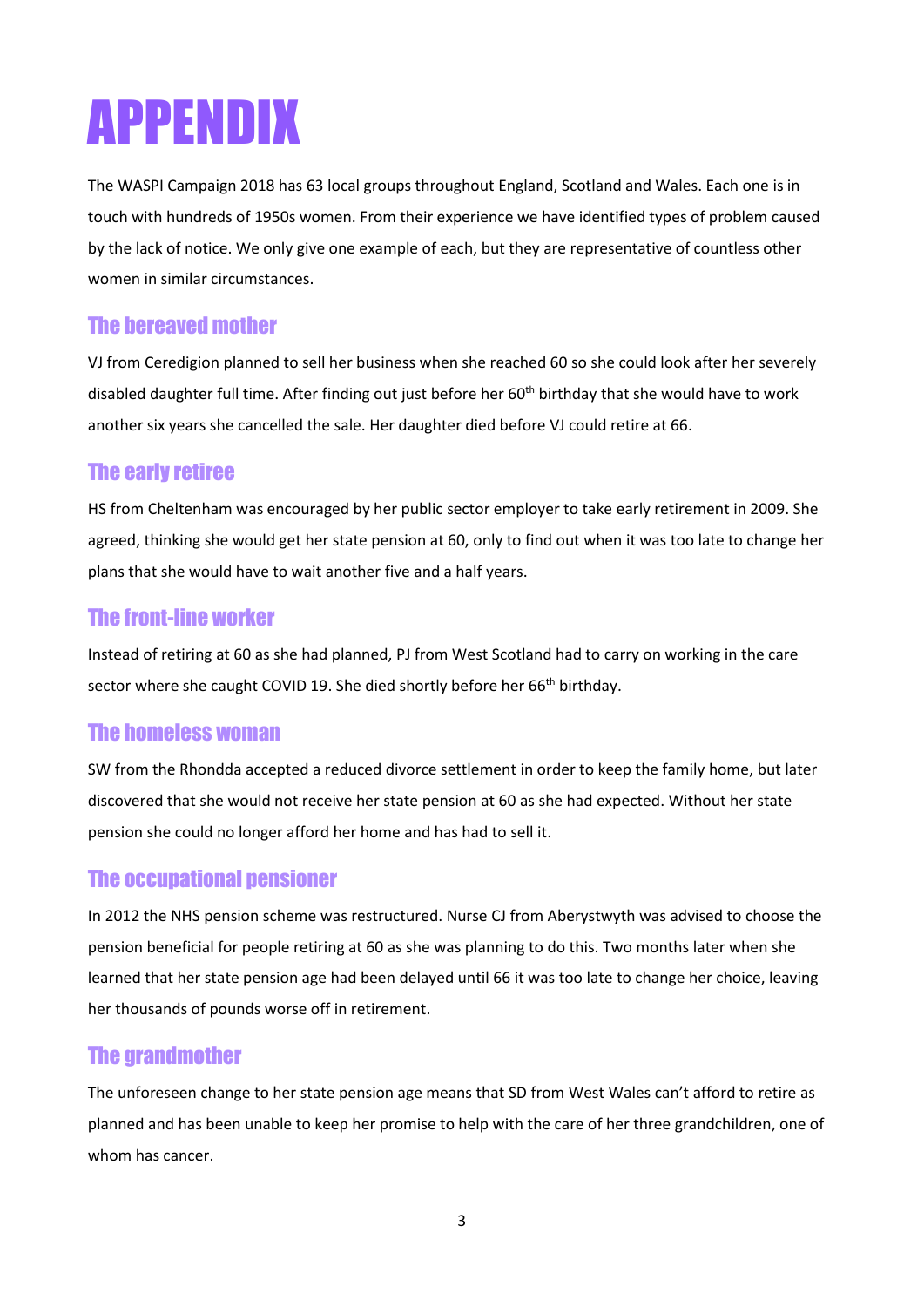# APPENDIX

The WASPI Campaign 2018 has 63 local groups throughout England, Scotland and Wales. Each one is in touch with hundreds of 1950s women. From their experience we have identified types of problem caused by the lack of notice. We only give one example of each, but they are representative of countless other women in similar circumstances.

## The bereaved mother

VJ from Ceredigion planned to sell her business when she reached 60 so she could look after her severely disabled daughter full time. After finding out just before her 60th birthday that she would have to work another six years she cancelled the sale. Her daughter died before VJ could retire at 66.

## The early retiree

HS from Cheltenham was encouraged by her public sector employer to take early retirement in 2009. She agreed, thinking she would get her state pension at 60, only to find out when it was too late to change her plans that she would have to wait another five and a half years.

## The front-line worker

Instead of retiring at 60 as she had planned, PJ from West Scotland had to carry on working in the care sector where she caught COVID 19. She died shortly before her 66th birthday.

## The homeless woman

SW from the Rhondda accepted a reduced divorce settlement in order to keep the family home, but later discovered that she would not receive her state pension at 60 as she had expected. Without her state pension she could no longer afford her home and has had to sell it.

## The occupational pensioner

In 2012 the NHS pension scheme was restructured. Nurse CJ from Aberystwyth was advised to choose the pension beneficial for people retiring at 60 as she was planning to do this. Two months later when she learned that her state pension age had been delayed until 66 it was too late to change her choice, leaving her thousands of pounds worse off in retirement.

## The grandmother

The unforeseen change to her state pension age means that SD from West Wales can't afford to retire as planned and has been unable to keep her promise to help with the care of her three grandchildren, one of whom has cancer.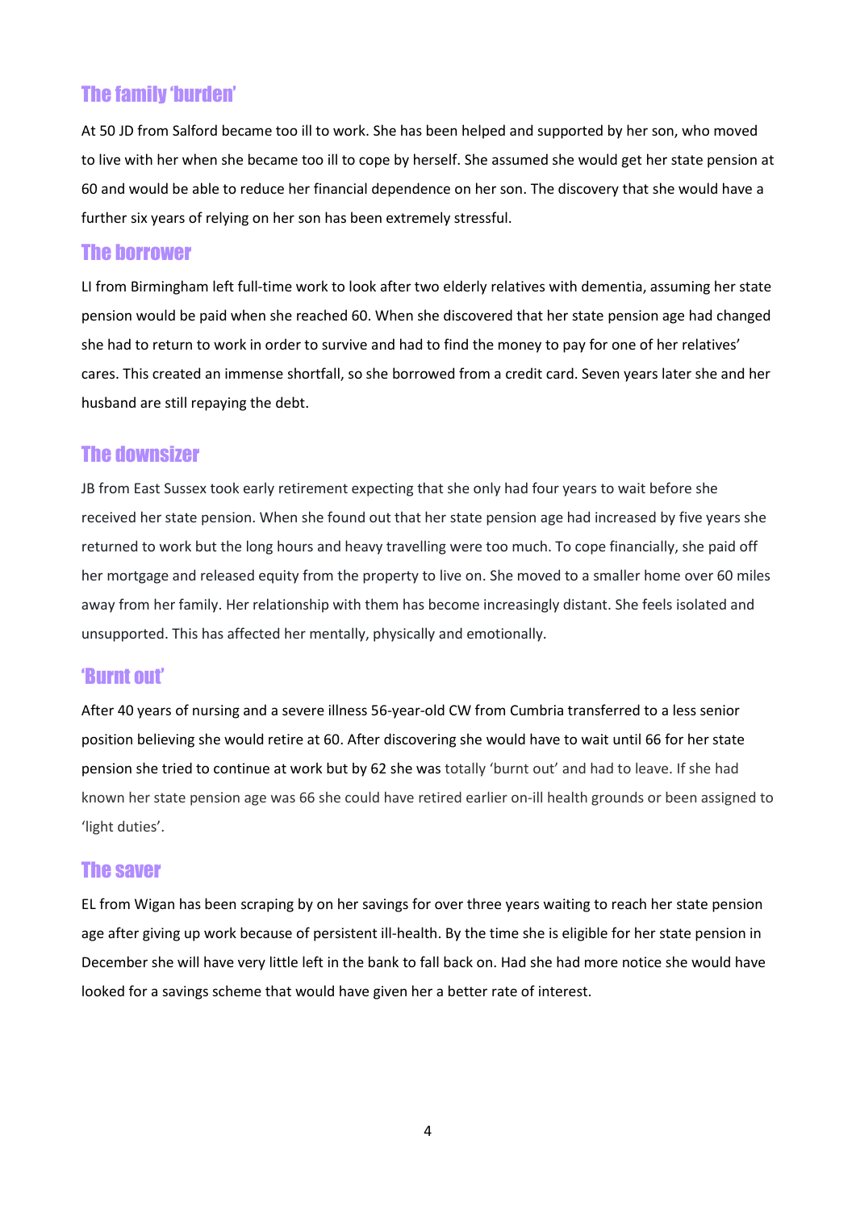## The family 'burden'

At 50 JD from Salford became too ill to work. She has been helped and supported by her son, who moved to live with her when she became too ill to cope by herself. She assumed she would get her state pension at 60 and would be able to reduce her financial dependence on her son. The discovery that she would have a further six years of relying on her son has been extremely stressful.

## The borrower

LI from Birmingham left full-time work to look after two elderly relatives with dementia, assuming her state pension would be paid when she reached 60. When she discovered that her state pension age had changed she had to return to work in order to survive and had to find the money to pay for one of her relatives' cares. This created an immense shortfall, so she borrowed from a credit card. Seven years later she and her husband are still repaying the debt.

## The downsizer

JB from East Sussex took early retirement expecting that she only had four years to wait before she received her state pension. When she found out that her state pension age had increased by five years she returned to work but the long hours and heavy travelling were too much. To cope financially, she paid off her mortgage and released equity from the property to live on. She moved to a smaller home over 60 miles away from her family. Her relationship with them has become increasingly distant. She feels isolated and unsupported. This has affected her mentally, physically and emotionally.

## 'Burnt out'

After 40 years of nursing and a severe illness 56-year-old CW from Cumbria transferred to a less senior position believing she would retire at 60. After discovering she would have to wait until 66 for her state pension she tried to continue at work but by 62 she was totally 'burnt out' and had to leave. If she had known her state pension age was 66 she could have retired earlier on-ill health grounds or been assigned to 'light duties'.

## The saver

EL from Wigan has been scraping by on her savings for over three years waiting to reach her state pension age after giving up work because of persistent ill-health. By the time she is eligible for her state pension in December she will have very little left in the bank to fall back on. Had she had more notice she would have looked for a savings scheme that would have given her a better rate of interest.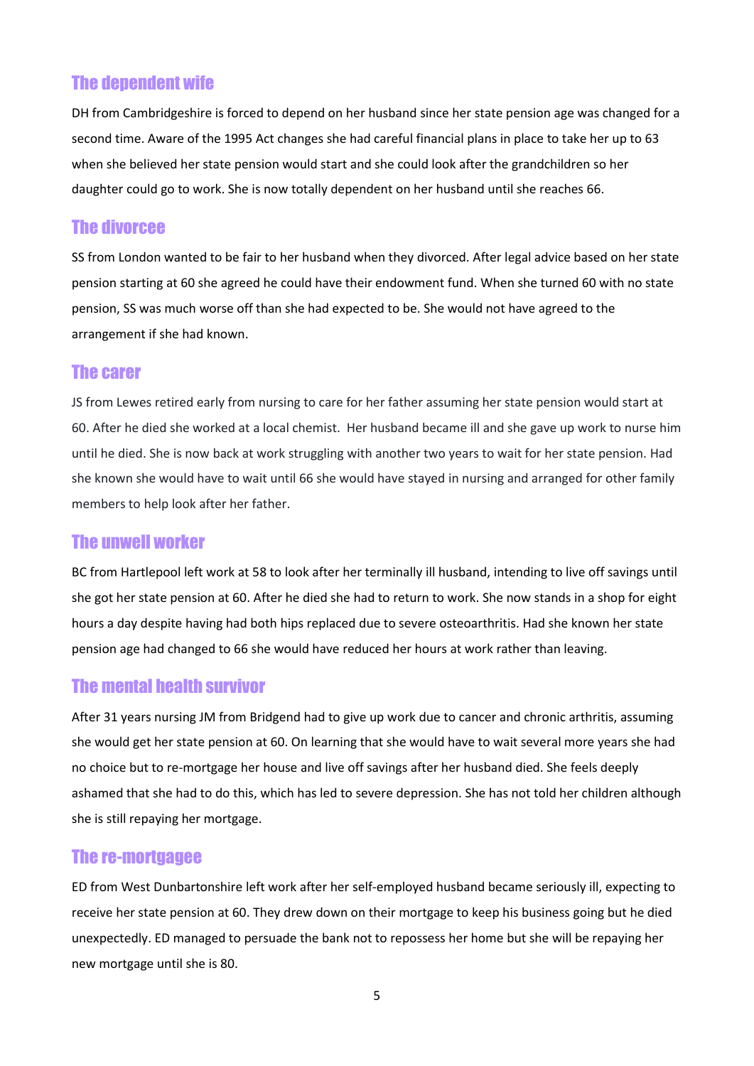## The dependent wife

DH from Cambridgeshire is forced to depend on her husband since her state pension age was changed for a second time. Aware of the 1995 Act changes she had careful financial plans in place to take her up to 63 when she believed her state pension would start and she could look after the grandchildren so her daughter could go to work. She is now totally dependent on her husband until she reaches 66.

## The divorcee

SS from London wanted to be fair to her husband when they divorced. After legal advice based on her state pension starting at 60 she agreed he could have their endowment fund. When she turned 60 with no state pension, SS was much worse off than she had expected to be. She would not have agreed to the arrangement if she had known.

## The carer

JS from Lewes retired early from nursing to care for her father assuming her state pension would start at 60. After he died she worked at a local chemist. Her husband became ill and she gave up work to nurse him until he died. She is now back at work struggling with another two years to wait for her state pension. Had she known she would have to wait until 66 she would have stayed in nursing and arranged for other family members to help look after her father.

## The unwell worker

BC from Hartlepool left work at 58 to look after her terminally ill husband, intending to live off savings until she got her state pension at 60. After he died she had to return to work. She now stands in a shop for eight hours a day despite having had both hips replaced due to severe osteoarthritis. Had she known her state pension age had changed to 66 she would have reduced her hours at work rather than leaving.

## The mental health survivor

After 31 years nursing JM from Bridgend had to give up work due to cancer and chronic arthritis, assuming she would get her state pension at 60. On learning that she would have to wait several more years she had no choice but to re-mortgage her house and live off savings after her husband died. She feels deeply ashamed that she had to do this, which has led to severe depression. She has not told her children although she is still repaying her mortgage.

## The re-mortgagee

ED from West Dunbartonshire left work after her self-employed husband became seriously ill, expecting to receive her state pension at 60. They drew down on their mortgage to keep his business going but he died unexpectedly. ED managed to persuade the bank not to repossess her home but she will be repaying her new mortgage until she is 80.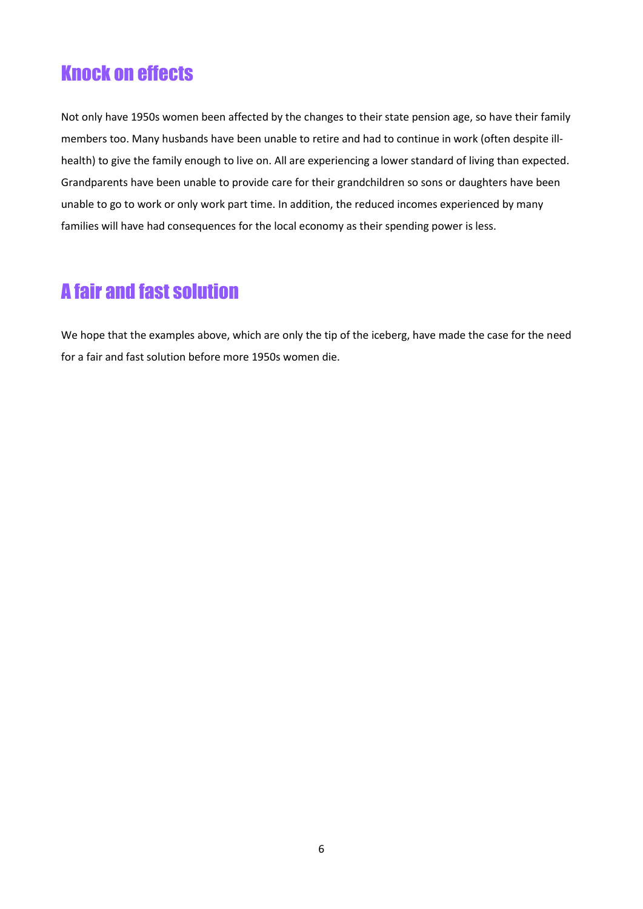## Knock on effects

Not only have 1950s women been affected by the changes to their state pension age, so have their family members too. Many husbands have been unable to retire and had to continue in work (often despite ill-health) to give the family enough to live on. All are experiencing a lower standard of living than expected. Grandparents have been unable to provide care for their grandchildren so sons or daughters have been unable to go to work or only work part time. In addition, the reduced incomes experienced by many families will have had consequences for the local economy as their spending power is less.

## A fair and fast solution

We hope that the examples above, which are only the tip of the iceberg, have made the case for the need for a fair and fast solution before more 1950s women die.